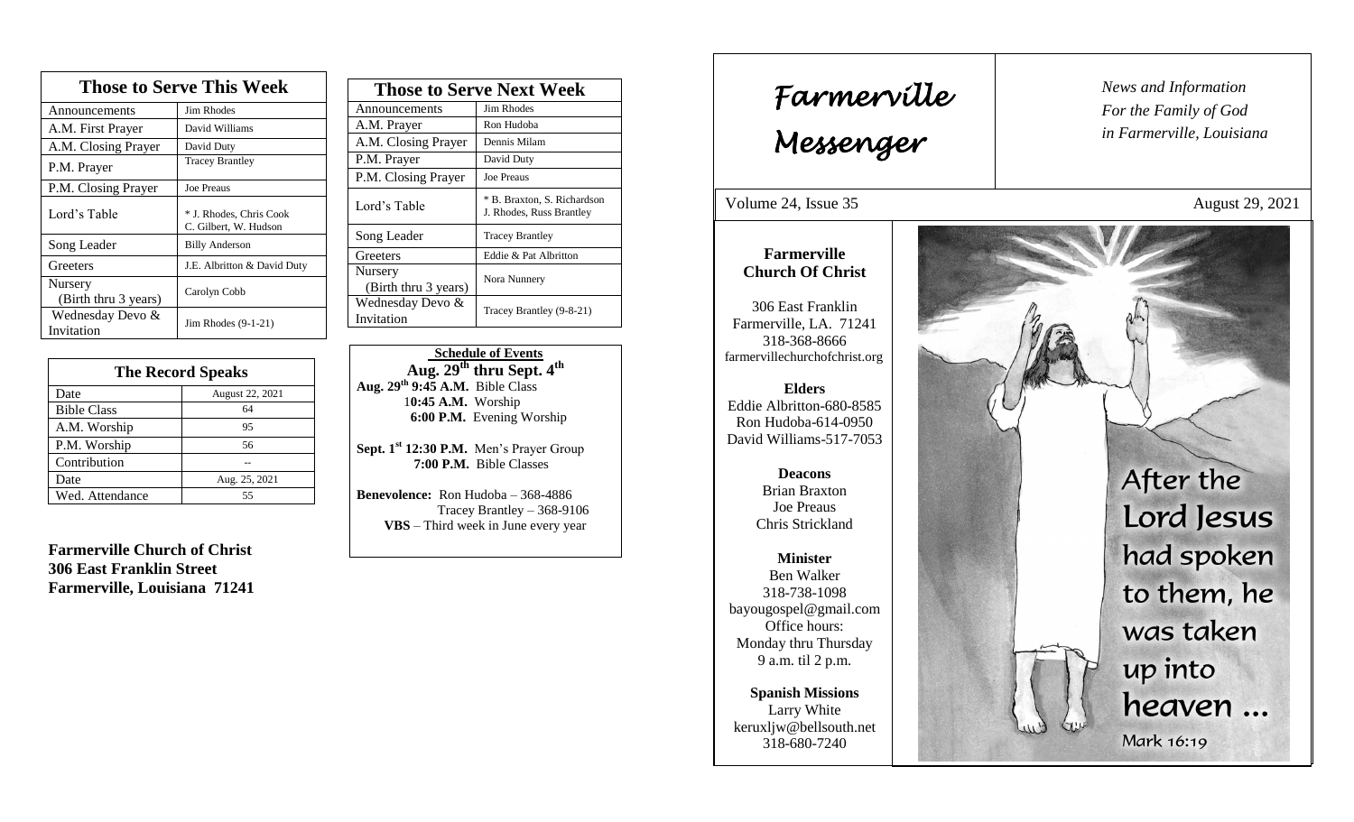## Those to Serve This Week

| Those to Serve This Week | |
|---|---|
| Announcements | Jim Rhodes |
| A.M. First Prayer | David Williams |
| A.M. Closing Prayer | David Duty |
| P.M. Prayer | Tracey Brantley |
| P.M. Closing Prayer | Joe Preaus |
| Lord's Table | * J. Rhodes, Chris Cook C. Gilbert, W. Hudson |
| Song Leader | Billy Anderson |
| Greeters | J.E. Albritton & David Duty |
| Nursery (Birth thru 3 years) | Carolyn Cobb |
| Wednesday Devo & Invitation | Jim Rhodes (9-1-21) |

## The Record Speaks

| Date | August 22, 2021 |
|---|---|
| Bible Class | 64 |
| A.M. Worship | 95 |
| P.M. Worship | 56 |
| Contribution | -- |
| Date | Aug. 25, 2021 |
| Wed. Attendance | 55 |

**Farmerville Church of Christ**
**306 East Franklin Street**
**Farmerville, Louisiana 71241**

## Those to Serve Next Week

| Those to Serve Next Week | |
|---|---|
| Announcements | Jim Rhodes |
| A.M. Prayer | Ron Hudoba |
| A.M. Closing Prayer | Dennis Milam |
| P.M. Prayer | David Duty |
| P.M. Closing Prayer | Joe Preaus |
| Lord's Table | * B. Braxton, S. Richardson J. Rhodes, Russ Brantley |
| Song Leader | Tracey Brantley |
| Greeters | Eddie & Pat Albritton |
| Nursery (Birth thru 3 years) | Nora Nunnery |
| Wednesday Devo & Invitation | Tracey Brantley (9-8-21) |

**Schedule of Events**

**Aug. 29th thru Sept. 4th**

**Aug. 29th 9:45 A.M.** Bible Class
**10:45 A.M.** Worship
**6:00 P.M.** Evening Worship

**Sept. 1st 12:30 P.M.** Men's Prayer Group
**7:00 P.M.** Bible Classes

**Benevolence:** Ron Hudoba – 368-4886
Tracey Brantley – 368-9106
**VBS** – Third week in June every year

# Farmerville Messenger

*News and Information For the Family of God in Farmerville, Louisiana*

Volume 24, Issue 35 — August 29, 2021

**Farmerville Church Of Christ**

306 East Franklin
Farmerville, LA. 71241
318-368-8666
farmervillechurchofchrist.org

**Elders**
Eddie Albritton-680-8585
Ron Hudoba-614-0950
David Williams-517-7053

**Deacons**
Brian Braxton
Joe Preaus
Chris Strickland

**Minister**
Ben Walker
318-738-1098
bayougospel@gmail.com
Office hours:
Monday thru Thursday
9 a.m. til 2 p.m.

**Spanish Missions**
Larry White
keruxljw@bellsouth.net
318-680-7240

After the Lord Jesus had spoken to them, he was taken up into heaven ...
Mark 16:19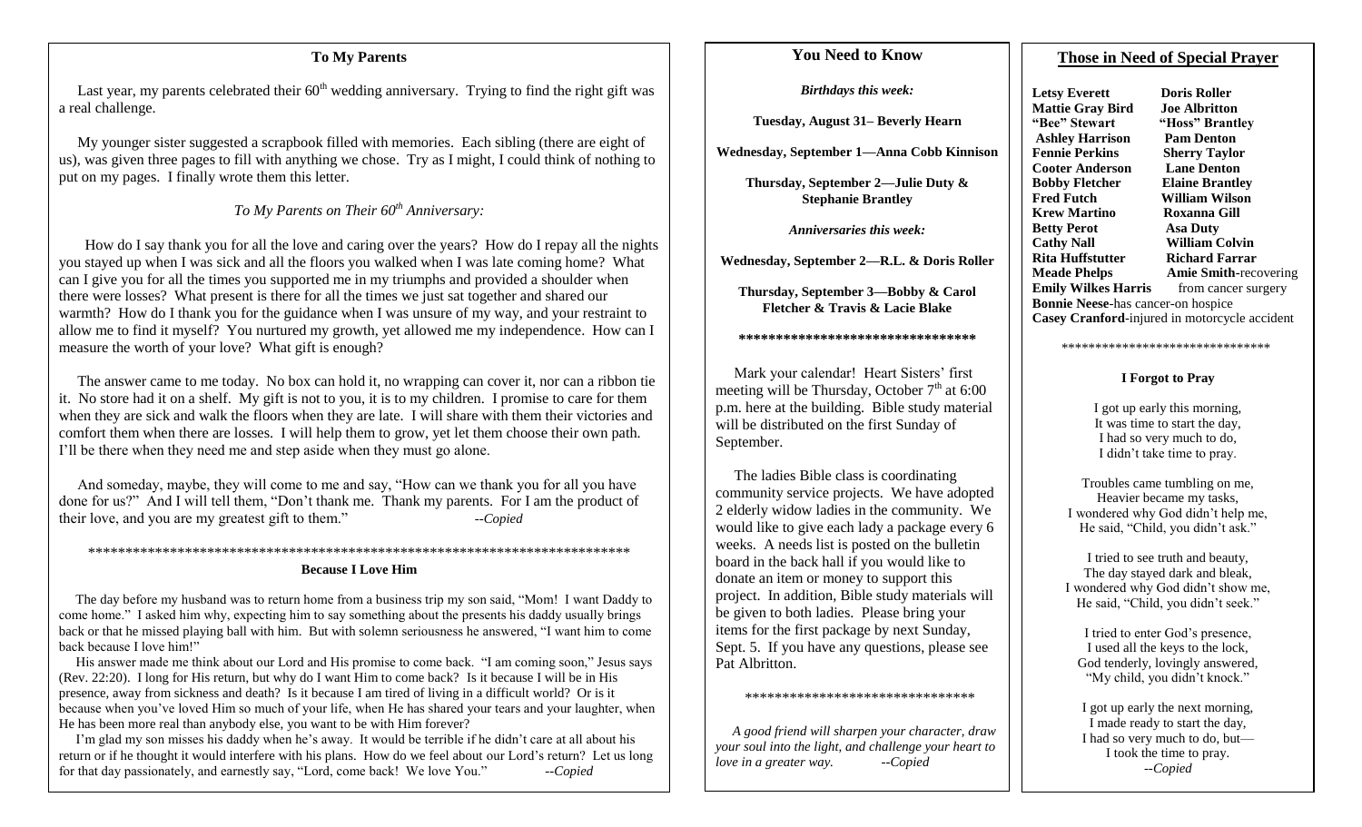## To My Parents

Last year, my parents celebrated their 60th wedding anniversary. Trying to find the right gift was a real challenge.

My younger sister suggested a scrapbook filled with memories. Each sibling (there are eight of us), was given three pages to fill with anything we chose. Try as I might, I could think of nothing to put on my pages. I finally wrote them this letter.

*To My Parents on Their 60th Anniversary:*

How do I say thank you for all the love and caring over the years? How do I repay all the nights you stayed up when I was sick and all the floors you walked when I was late coming home? What can I give you for all the times you supported me in my triumphs and provided a shoulder when there were losses? What present is there for all the times we just sat together and shared our warmth? How do I thank you for the guidance when I was unsure of my way, and your restraint to allow me to find it myself? You nurtured my growth, yet allowed me my independence. How can I measure the worth of your love? What gift is enough?

The answer came to me today. No box can hold it, no wrapping can cover it, nor can a ribbon tie it. No store had it on a shelf. My gift is not to you, it is to my children. I promise to care for them when they are sick and walk the floors when they are late. I will share with them their victories and comfort them when there are losses. I will help them to grow, yet let them choose their own path. I'll be there when they need me and step aside when they must go alone.

And someday, maybe, they will come to me and say, "How can we thank you for all you have done for us?" And I will tell them, "Don't thank me. Thank my parents. For I am the product of their love, and you are my greatest gift to them." *--Copied*

*****************************************************************************

## Because I Love Him

The day before my husband was to return home from a business trip my son said, "Mom! I want Daddy to come home." I asked him why, expecting him to say something about the presents his daddy usually brings back or that he missed playing ball with him. But with solemn seriousness he answered, "I want him to come back because I love him!"

His answer made me think about our Lord and His promise to come back. "I am coming soon," Jesus says (Rev. 22:20). I long for His return, but why do I want Him to come back? Is it because I will be in His presence, away from sickness and death? Is it because I am tired of living in a difficult world? Or is it because when you've loved Him so much of your life, when He has shared your tears and your laughter, when He has been more real than anybody else, you want to be with Him forever?

I'm glad my son misses his daddy when he's away. It would be terrible if he didn't care at all about his return or if he thought it would interfere with his plans. How do we feel about our Lord's return? Let us long for that day passionately, and earnestly say, "Lord, come back! We love You." *--Copied*

## You Need to Know

***Birthdays this week:***

**Tuesday, August 31– Beverly Hearn**

**Wednesday, September 1—Anna Cobb Kinnison**

**Thursday, September 2—Julie Duty & Stephanie Brantley**

***Anniversaries this week:***

**Wednesday, September 2—R.L. & Doris Roller**

**Thursday, September 3—Bobby & Carol Fletcher & Travis & Lacie Blake**

**********************************

Mark your calendar! Heart Sisters' first meeting will be Thursday, October 7th at 6:00 p.m. here at the building. Bible study material will be distributed on the first Sunday of September.

The ladies Bible class is coordinating community service projects. We have adopted 2 elderly widow ladies in the community. We would like to give each lady a package every 6 weeks. A needs list is posted on the bulletin board in the back hall if you would like to donate an item or money to support this project. In addition, Bible study materials will be given to both ladies. Please bring your items for the first package by next Sunday, Sept. 5. If you have any questions, please see Pat Albritton.

********************************

*A good friend will sharpen your character, draw your soul into the light, and challenge your heart to love in a greater way. --Copied*

## Those in Need of Special Prayer

| | |
|---|---|
| **Letsy Everett** | **Doris Roller** |
| **Mattie Gray Bird** | **Joe Albritton** |
| **"Bee" Stewart** | **"Hoss" Brantley** |
| **Ashley Harrison** | **Pam Denton** |
| **Fennie Perkins** | **Sherry Taylor** |
| **Cooter Anderson** | **Lane Denton** |
| **Bobby Fletcher** | **Elaine Brantley** |
| **Fred Futch** | **William Wilson** |
| **Krew Martino** | **Roxanna Gill** |
| **Betty Perot** | **Asa Duty** |
| **Cathy Nall** | **William Colvin** |
| **Rita Huffstutter** | **Richard Farrar** |
| **Meade Phelps** | **Amie Smith**-recovering |
| **Emily Wilkes Harris** | from cancer surgery |

**Bonnie Neese**-has cancer-on hospice
**Casey Cranford**-injured in motorcycle accident

********************************

### I Forgot to Pray

I got up early this morning,
It was time to start the day,
I had so very much to do,
I didn't take time to pray.

Troubles came tumbling on me,
Heavier became my tasks,
I wondered why God didn't help me,
He said, "Child, you didn't ask."

I tried to see truth and beauty,
The day stayed dark and bleak,
I wondered why God didn't show me,
He said, "Child, you didn't seek."

I tried to enter God's presence,
I used all the keys to the lock,
God tenderly, lovingly answered,
"My child, you didn't knock."

I got up early the next morning,
I made ready to start the day,
I had so very much to do, but—
I took the time to pray.
*--Copied*